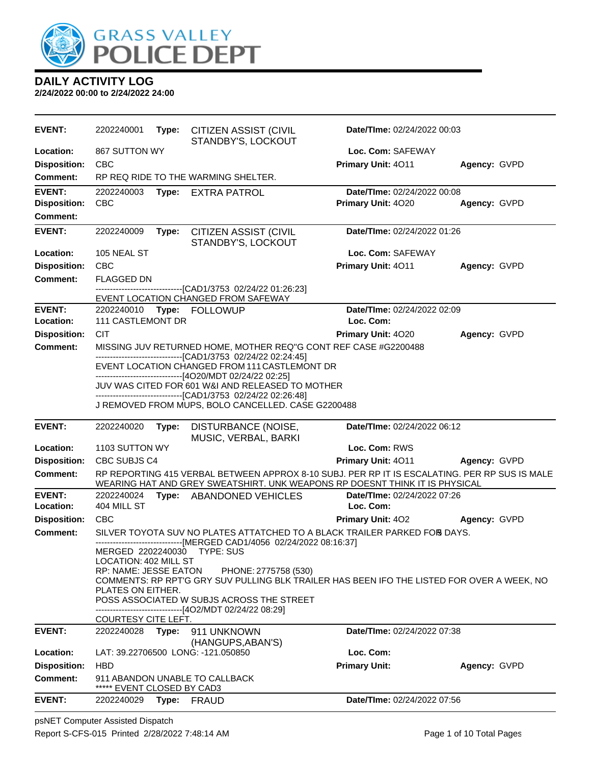# GRASS VALLEY POLICE DEPT

## DAILY ACTIVITY LOG

**2/24/2022 00:00 to 2/24/2022 24:00**

---

**EVENT:** 2202240001 **Type:** CITIZEN ASSIST (CIVIL STANDBY'S, LOCKOUT **Date/TIme:** 02/24/2022 00:03
**Location:** 867 SUTTON WY **Loc. Com:** SAFEWAY
**Disposition:** CBC **Primary Unit:** 4O11 **Agency:** GVPD
**Comment:** RP REQ RIDE TO THE WARMING SHELTER.

---

**EVENT:** 2202240003 **Type:** EXTRA PATROL **Date/TIme:** 02/24/2022 00:08
**Disposition:** CBC **Primary Unit:** 4O20 **Agency:** GVPD
**Comment:**

---

**EVENT:** 2202240009 **Type:** CITIZEN ASSIST (CIVIL STANDBY'S, LOCKOUT **Date/TIme:** 02/24/2022 01:26
**Location:** 105 NEAL ST **Loc. Com:** SAFEWAY
**Disposition:** CBC **Primary Unit:** 4O11 **Agency:** GVPD
**Comment:** FLAGGED DN
------------------------------[CAD1/3753 02/24/22 01:26:23]
EVENT LOCATION CHANGED FROM SAFEWAY

---

**EVENT:** 2202240010 **Type:** FOLLOWUP **Date/TIme:** 02/24/2022 02:09
**Location:** 111 CASTLEMONT DR **Loc. Com:**
**Disposition:** CIT **Primary Unit:** 4O20 **Agency:** GVPD
**Comment:** MISSING JUV RETURNED HOME, MOTHER REQ"G CONT REF CASE #G2200488
------------------------------[CAD1/3753 02/24/22 02:24:45]
EVENT LOCATION CHANGED FROM 111 CASTLEMONT DR
------------------------------[4O20/MDT 02/24/22 02:25]
JUV WAS CITED FOR 601 W&I AND RELEASED TO MOTHER
------------------------------[CAD1/3753 02/24/22 02:26:48]
J REMOVED FROM MUPS, BOLO CANCELLED. CASE G2200488

---

**EVENT:** 2202240020 **Type:** DISTURBANCE (NOISE, MUSIC, VERBAL, BARKI **Date/TIme:** 02/24/2022 06:12
**Location:** 1103 SUTTON WY **Loc. Com:** RWS
**Disposition:** CBC SUBJS C4 **Primary Unit:** 4O11 **Agency:** GVPD
**Comment:** RP REPORTING 415 VERBAL BETWEEN APPROX 8-10 SUBJ. PER RP IT IS ESCALATING. PER RP SUS IS MALE WEARING HAT AND GREY SWEATSHIRT. UNK WEAPONS RP DOESNT THINK IT IS PHYSICAL

---

**EVENT:** 2202240024 **Type:** ABANDONED VEHICLES **Date/TIme:** 02/24/2022 07:26
**Location:** 404 MILL ST **Loc. Com:**
**Disposition:** CBC **Primary Unit:** 4O2 **Agency:** GVPD
**Comment:** SILVER TOYOTA SUV NO PLATES ATTATCHED TO A BLACK TRAILER PARKED FOR 5 DAYS.
------------------------------[MERGED CAD1/4056 02/24/2022 08:16:37]
MERGED 2202240030 TYPE: SUS
LOCATION: 402 MILL ST
RP: NAME: JESSE EATON PHONE: 2775758 (530)
COMMENTS: RP RPT'G GRY SUV PULLING BLK TRAILER HAS BEEN IFO THE LISTED FOR OVER A WEEK, NO PLATES ON EITHER.
POSS ASSOCIATED W SUBJS ACROSS THE STREET
------------------------------[4O2/MDT 02/24/22 08:29]
COURTESY CITE LEFT.

---

**EVENT:** 2202240028 **Type:** 911 UNKNOWN (HANGUPS,ABAN'S) **Date/TIme:** 02/24/2022 07:38
**Location:** LAT: 39.22706500 LONG: -121.050850 **Loc. Com:**
**Disposition:** HBD **Primary Unit:** **Agency:** GVPD
**Comment:** 911 ABANDON UNABLE TO CALLBACK
***** EVENT CLOSED BY CAD3

---

**EVENT:** 2202240029 **Type:** FRAUD **Date/TIme:** 02/24/2022 07:56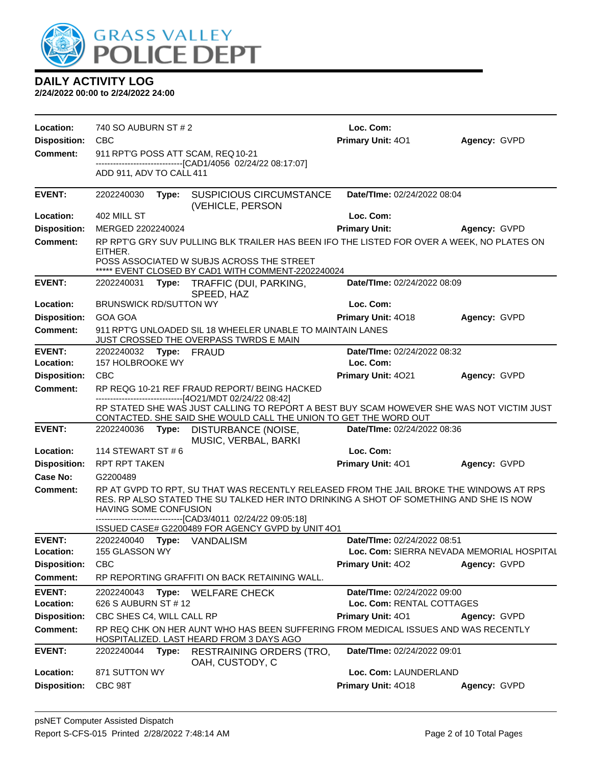# GRASS VALLEY POLICE DEPT

## DAILY ACTIVITY LOG

**2/24/2022 00:00 to 2/24/2022 24:00**

| | | | |
|---|---|---|---|
| **Location:** | 740 SO AUBURN ST # 2 | **Loc. Com:** | |
| **Disposition:** | CBC | **Primary Unit:** 4O1 | **Agency:** GVPD |
| **Comment:** | 911 RPT'G POSS ATT SCAM, REQ 10-21<br>------------------------------[CAD1/4056 02/24/22 08:17:07]<br>ADD 911, ADV TO CALL 411 | | |

| | | | |
|---|---|---|---|
| **EVENT:** | 2202240030 **Type:** SUSPICIOUS CIRCUMSTANCE (VEHICLE, PERSON | **Date/TIme:** 02/24/2022 08:04 | |
| **Location:** | 402 MILL ST | **Loc. Com:** | |
| **Disposition:** | MERGED 2202240024 | **Primary Unit:** | **Agency:** GVPD |
| **Comment:** | RP RPT'G GRY SUV PULLING BLK TRAILER HAS BEEN IFO THE LISTED FOR OVER A WEEK, NO PLATES ON EITHER.<br>POSS ASSOCIATED W SUBJS ACROSS THE STREET<br>***** EVENT CLOSED BY CAD1 WITH COMMENT-2202240024 | | |

| | | | |
|---|---|---|---|
| **EVENT:** | 2202240031 **Type:** TRAFFIC (DUI, PARKING, SPEED, HAZ | **Date/TIme:** 02/24/2022 08:09 | |
| **Location:** | BRUNSWICK RD/SUTTON WY | **Loc. Com:** | |
| **Disposition:** | GOA GOA | **Primary Unit:** 4O18 | **Agency:** GVPD |
| **Comment:** | 911 RPT'G UNLOADED SIL 18 WHEELER UNABLE TO MAINTAIN LANES JUST CROSSED THE OVERPASS TWRDS E MAIN | | |

| | | | |
|---|---|---|---|
| **EVENT:** | 2202240032 **Type:** FRAUD | **Date/TIme:** 02/24/2022 08:32 | |
| **Location:** | 157 HOLBROOKE WY | **Loc. Com:** | |
| **Disposition:** | CBC | **Primary Unit:** 4O21 | **Agency:** GVPD |
| **Comment:** | RP REQG 10-21 REF FRAUD REPORT/ BEING HACKED<br>------------------------------[4O21/MDT 02/24/22 08:42]<br>RP STATED SHE WAS JUST CALLING TO REPORT A BEST BUY SCAM HOWEVER SHE WAS NOT VICTIM JUST CONTACTED. SHE SAID SHE WOULD CALL THE UNION TO GET THE WORD OUT | | |

| | | | |
|---|---|---|---|
| **EVENT:** | 2202240036 **Type:** DISTURBANCE (NOISE, MUSIC, VERBAL, BARKI | **Date/TIme:** 02/24/2022 08:36 | |
| **Location:** | 114 STEWART ST # 6 | **Loc. Com:** | |
| **Disposition:** | RPT RPT TAKEN | **Primary Unit:** 4O1 | **Agency:** GVPD |
| **Case No:** | G2200489 | | |
| **Comment:** | RP AT GVPD TO RPT, SU THAT WAS RECENTLY RELEASED FROM THE JAIL BROKE THE WINDOWS AT RPS RES. RP ALSO STATED THE SU TALKED HER INTO DRINKING A SHOT OF SOMETHING AND SHE IS NOW HAVING SOME CONFUSION<br>------------------------------[CAD3/4011 02/24/22 09:05:18]<br>ISSUED CASE# G2200489 FOR AGENCY GVPD by UNIT 4O1 | | |

| | | | |
|---|---|---|---|
| **EVENT:** | 2202240040 **Type:** VANDALISM | **Date/TIme:** 02/24/2022 08:51 | |
| **Location:** | 155 GLASSON WY | **Loc. Com:** SIERRA NEVADA MEMORIAL HOSPITAL | |
| **Disposition:** | CBC | **Primary Unit:** 4O2 | **Agency:** GVPD |
| **Comment:** | RP REPORTING GRAFFITI ON BACK RETAINING WALL. | | |

| | | | |
|---|---|---|---|
| **EVENT:** | 2202240043 **Type:** WELFARE CHECK | **Date/TIme:** 02/24/2022 09:00 | |
| **Location:** | 626 S AUBURN ST # 12 | **Loc. Com:** RENTAL COTTAGES | |
| **Disposition:** | CBC SHES C4, WILL CALL RP | **Primary Unit:** 4O1 | **Agency:** GVPD |
| **Comment:** | RP REQ CHK ON HER AUNT WHO HAS BEEN SUFFERING FROM MEDICAL ISSUES AND WAS RECENTLY HOSPITALIZED. LAST HEARD FROM 3 DAYS AGO | | |

| | | | |
|---|---|---|---|
| **EVENT:** | 2202240044 **Type:** RESTRAINING ORDERS (TRO, OAH, CUSTODY, C | **Date/TIme:** 02/24/2022 09:01 | |
| **Location:** | 871 SUTTON WY | **Loc. Com:** LAUNDERLAND | |
| **Disposition:** | CBC 98T | **Primary Unit:** 4O18 | **Agency:** GVPD |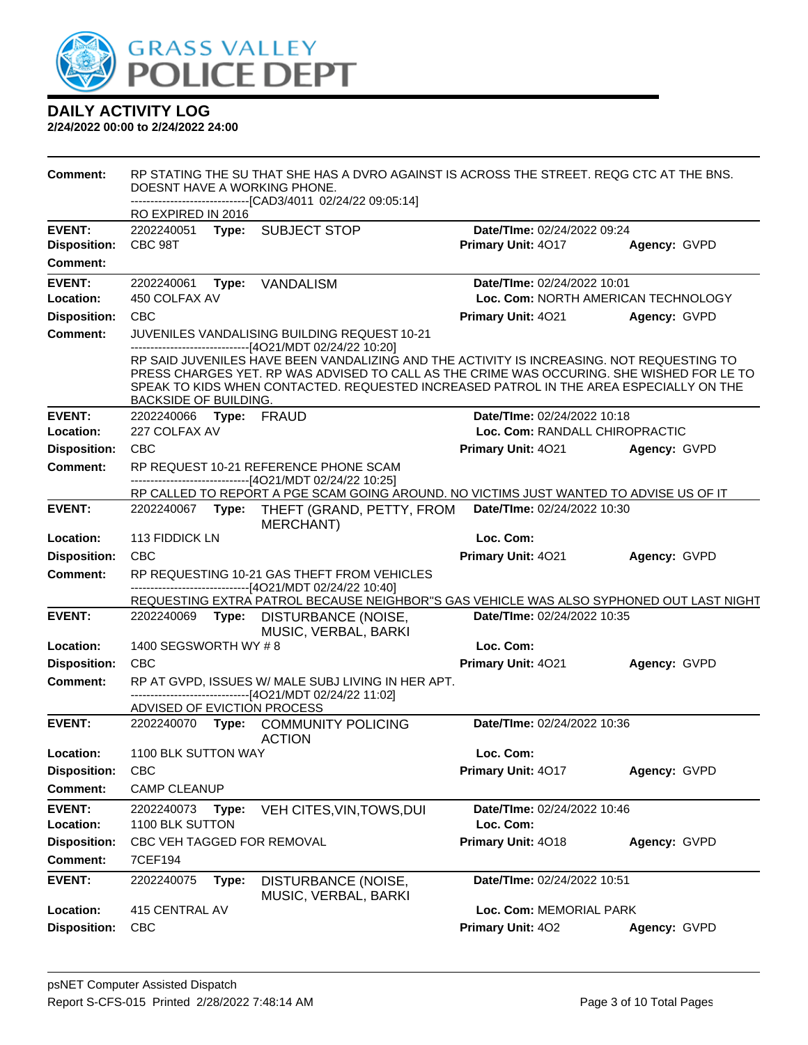# GRASS VALLEY POLICE DEPT

## DAILY ACTIVITY LOG

**2/24/2022 00:00 to 2/24/2022 24:00**

**Comment:** RP STATING THE SU THAT SHE HAS A DVRO AGAINST IS ACROSS THE STREET. REQG CTC AT THE BNS. DOESNT HAVE A WORKING PHONE.
------------------------------[CAD3/4011 02/24/22 09:05:14]
RO EXPIRED IN 2016

---

**EVENT:** 2202240051 **Type:** SUBJECT STOP **Date/TIme:** 02/24/2022 09:24
**Disposition:** CBC 98T **Primary Unit:** 4O17 **Agency:** GVPD
**Comment:**

---

**EVENT:** 2202240061 **Type:** VANDALISM **Date/TIme:** 02/24/2022 10:01
**Location:** 450 COLFAX AV **Loc. Com:** NORTH AMERICAN TECHNOLOGY
**Disposition:** CBC **Primary Unit:** 4O21 **Agency:** GVPD
**Comment:** JUVENILES VANDALISING BUILDING REQUEST 10-21
------------------------------[4O21/MDT 02/24/22 10:20]
RP SAID JUVENILES HAVE BEEN VANDALIZING AND THE ACTIVITY IS INCREASING. NOT REQUESTING TO PRESS CHARGES YET. RP WAS ADVISED TO CALL AS THE CRIME WAS OCCURING. SHE WISHED FOR LE TO SPEAK TO KIDS WHEN CONTACTED. REQUESTED INCREASED PATROL IN THE AREA ESPECIALLY ON THE BACKSIDE OF BUILDING.

---

**EVENT:** 2202240066 **Type:** FRAUD **Date/TIme:** 02/24/2022 10:18
**Location:** 227 COLFAX AV **Loc. Com:** RANDALL CHIROPRACTIC
**Disposition:** CBC **Primary Unit:** 4O21 **Agency:** GVPD
**Comment:** RP REQUEST 10-21 REFERENCE PHONE SCAM
------------------------------[4O21/MDT 02/24/22 10:25]
RP CALLED TO REPORT A PGE SCAM GOING AROUND. NO VICTIMS JUST WANTED TO ADVISE US OF IT

---

**EVENT:** 2202240067 **Type:** THEFT (GRAND, PETTY, FROM MERCHANT) **Date/TIme:** 02/24/2022 10:30
**Location:** 113 FIDDICK LN **Loc. Com:**
**Disposition:** CBC **Primary Unit:** 4O21 **Agency:** GVPD
**Comment:** RP REQUESTING 10-21 GAS THEFT FROM VEHICLES
------------------------------[4O21/MDT 02/24/22 10:40]
REQUESTING EXTRA PATROL BECAUSE NEIGHBOR"S GAS VEHICLE WAS ALSO SYPHONED OUT LAST NIGHT

---

**EVENT:** 2202240069 **Type:** DISTURBANCE (NOISE, MUSIC, VERBAL, BARKI **Date/TIme:** 02/24/2022 10:35
**Location:** 1400 SEGSWORTH WY # 8 **Loc. Com:**
**Disposition:** CBC **Primary Unit:** 4O21 **Agency:** GVPD
**Comment:** RP AT GVPD, ISSUES W/ MALE SUBJ LIVING IN HER APT.
------------------------------[4O21/MDT 02/24/22 11:02]
ADVISED OF EVICTION PROCESS

---

**EVENT:** 2202240070 **Type:** COMMUNITY POLICING ACTION **Date/TIme:** 02/24/2022 10:36
**Location:** 1100 BLK SUTTON WAY **Loc. Com:**
**Disposition:** CBC **Primary Unit:** 4O17 **Agency:** GVPD
**Comment:** CAMP CLEANUP

---

**EVENT:** 2202240073 **Type:** VEH CITES,VIN,TOWS,DUI **Date/TIme:** 02/24/2022 10:46
**Location:** 1100 BLK SUTTON **Loc. Com:**
**Disposition:** CBC VEH TAGGED FOR REMOVAL **Primary Unit:** 4O18 **Agency:** GVPD
**Comment:** 7CEF194

---

**EVENT:** 2202240075 **Type:** DISTURBANCE (NOISE, MUSIC, VERBAL, BARKI **Date/TIme:** 02/24/2022 10:51
**Location:** 415 CENTRAL AV **Loc. Com:** MEMORIAL PARK
**Disposition:** CBC **Primary Unit:** 4O2 **Agency:** GVPD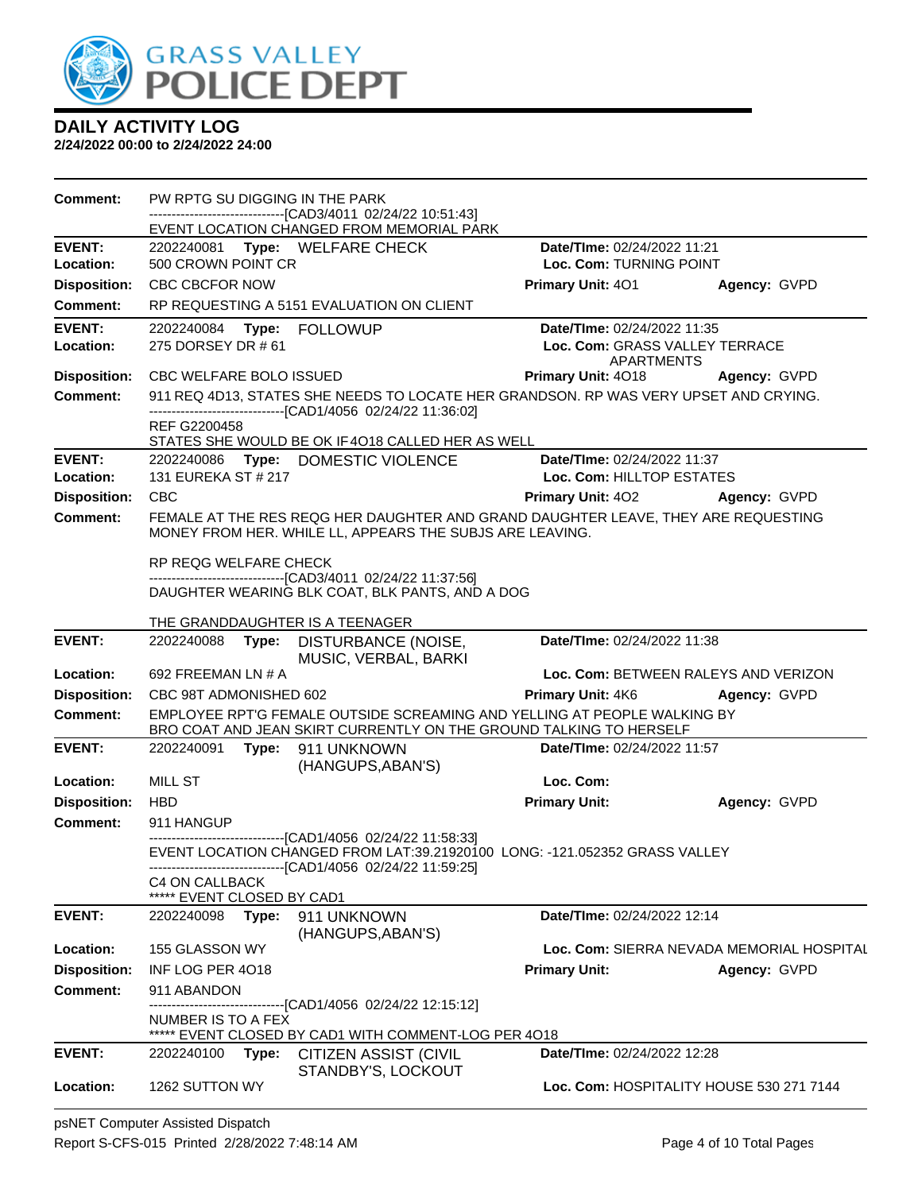# DAILY ACTIVITY LOG

**2/24/2022 00:00 to 2/24/2022 24:00**

**Comment:** PW RPTG SU DIGGING IN THE PARK
------------------------------[CAD3/4011 02/24/22 10:51:43]
EVENT LOCATION CHANGED FROM MEMORIAL PARK

---

**EVENT:** 2202240081 **Type:** WELFARE CHECK **Date/TIme:** 02/24/2022 11:21
**Location:** 500 CROWN POINT CR **Loc. Com:** TURNING POINT
**Disposition:** CBC CBCFOR NOW **Primary Unit:** 4O1 **Agency:** GVPD
**Comment:** RP REQUESTING A 5151 EVALUATION ON CLIENT

---

**EVENT:** 2202240084 **Type:** FOLLOWUP **Date/TIme:** 02/24/2022 11:35
**Location:** 275 DORSEY DR # 61 **Loc. Com:** GRASS VALLEY TERRACE APARTMENTS
**Disposition:** CBC WELFARE BOLO ISSUED **Primary Unit:** 4O18 **Agency:** GVPD
**Comment:** 911 REQ 4D13, STATES SHE NEEDS TO LOCATE HER GRANDSON. RP WAS VERY UPSET AND CRYING.
------------------------------[CAD1/4056 02/24/22 11:36:02]
REF G2200458
STATES SHE WOULD BE OK IF 4O18 CALLED HER AS WELL

---

**EVENT:** 2202240086 **Type:** DOMESTIC VIOLENCE **Date/TIme:** 02/24/2022 11:37
**Location:** 131 EUREKA ST # 217 **Loc. Com:** HILLTOP ESTATES
**Disposition:** CBC **Primary Unit:** 4O2 **Agency:** GVPD
**Comment:** FEMALE AT THE RES REQG HER DAUGHTER AND GRAND DAUGHTER LEAVE, THEY ARE REQUESTING MONEY FROM HER. WHILE LL, APPEARS THE SUBJS ARE LEAVING.

RP REQG WELFARE CHECK
------------------------------[CAD3/4011 02/24/22 11:37:56]
DAUGHTER WEARING BLK COAT, BLK PANTS, AND A DOG

THE GRANDDAUGHTER IS A TEENAGER

---

**EVENT:** 2202240088 **Type:** DISTURBANCE (NOISE, MUSIC, VERBAL, BARKI **Date/TIme:** 02/24/2022 11:38
**Location:** 692 FREEMAN LN # A **Loc. Com:** BETWEEN RALEYS AND VERIZON
**Disposition:** CBC 98T ADMONISHED 602 **Primary Unit:** 4K6 **Agency:** GVPD
**Comment:** EMPLOYEE RPT'G FEMALE OUTSIDE SCREAMING AND YELLING AT PEOPLE WALKING BY
BRO COAT AND JEAN SKIRT CURRENTLY ON THE GROUND TALKING TO HERSELF

---

**EVENT:** 2202240091 **Type:** 911 UNKNOWN (HANGUPS,ABAN'S) **Date/TIme:** 02/24/2022 11:57
**Location:** MILL ST **Loc. Com:**
**Disposition:** HBD **Primary Unit:** **Agency:** GVPD
**Comment:** 911 HANGUP
------------------------------[CAD1/4056 02/24/22 11:58:33]
EVENT LOCATION CHANGED FROM LAT:39.21920100 LONG: -121.052352 GRASS VALLEY
------------------------------[CAD1/4056 02/24/22 11:59:25]
C4 ON CALLBACK
***** EVENT CLOSED BY CAD1

---

**EVENT:** 2202240098 **Type:** 911 UNKNOWN (HANGUPS,ABAN'S) **Date/TIme:** 02/24/2022 12:14
**Location:** 155 GLASSON WY **Loc. Com:** SIERRA NEVADA MEMORIAL HOSPITAL
**Disposition:** INF LOG PER 4O18 **Primary Unit:** **Agency:** GVPD
**Comment:** 911 ABANDON
------------------------------[CAD1/4056 02/24/22 12:15:12]
NUMBER IS TO A FEX
***** EVENT CLOSED BY CAD1 WITH COMMENT-LOG PER 4O18

---

**EVENT:** 2202240100 **Type:** CITIZEN ASSIST (CIVIL STANDBY'S, LOCKOUT **Date/TIme:** 02/24/2022 12:28
**Location:** 1262 SUTTON WY **Loc. Com:** HOSPITALITY HOUSE 530 271 7144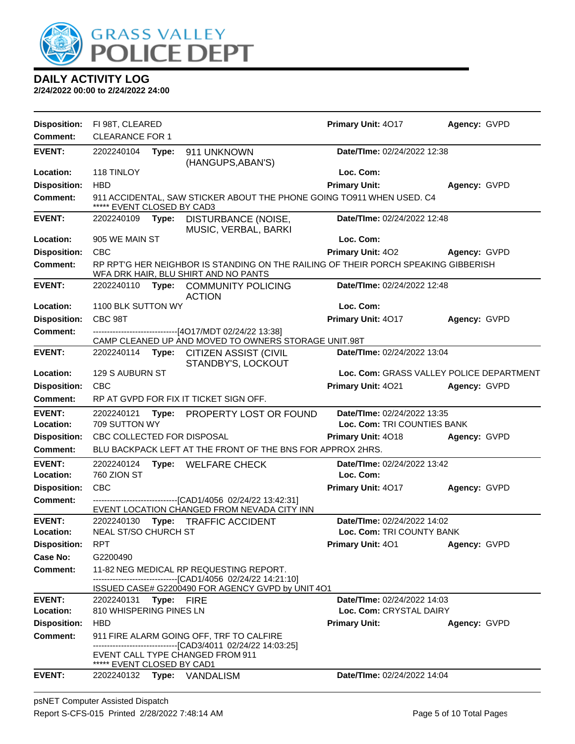# DAILY ACTIVITY LOG

**2/24/2022 00:00 to 2/24/2022 24:00**

**Disposition:** FI 98T, CLEARED | **Primary Unit:** 4O17 | **Agency:** GVPD
**Comment:** CLEARANCE FOR 1

---

**EVENT:** 2202240104 **Type:** 911 UNKNOWN (HANGUPS,ABAN'S) | **Date/TIme:** 02/24/2022 12:38
**Location:** 118 TINLOY | **Loc. Com:**
**Disposition:** HBD | **Primary Unit:** | **Agency:** GVPD
**Comment:** 911 ACCIDENTAL, SAW STICKER ABOUT THE PHONE GOING TO911 WHEN USED. C4
***** EVENT CLOSED BY CAD3

---

**EVENT:** 2202240109 **Type:** DISTURBANCE (NOISE, MUSIC, VERBAL, BARKI | **Date/TIme:** 02/24/2022 12:48
**Location:** 905 WE MAIN ST | **Loc. Com:**
**Disposition:** CBC | **Primary Unit:** 4O2 | **Agency:** GVPD
**Comment:** RP RPT'G HER NEIGHBOR IS STANDING ON THE RAILING OF THEIR PORCH SPEAKING GIBBERISH WFA DRK HAIR, BLU SHIRT AND NO PANTS

---

**EVENT:** 2202240110 **Type:** COMMUNITY POLICING ACTION | **Date/TIme:** 02/24/2022 12:48
**Location:** 1100 BLK SUTTON WY | **Loc. Com:**
**Disposition:** CBC 98T | **Primary Unit:** 4O17 | **Agency:** GVPD
**Comment:** -------------------------------[4O17/MDT 02/24/22 13:38]
CAMP CLEANED UP AND MOVED TO OWNERS STORAGE UNIT.98T

---

**EVENT:** 2202240114 **Type:** CITIZEN ASSIST (CIVIL STANDBY'S, LOCKOUT | **Date/TIme:** 02/24/2022 13:04
**Location:** 129 S AUBURN ST | **Loc. Com:** GRASS VALLEY POLICE DEPARTMENT
**Disposition:** CBC | **Primary Unit:** 4O21 | **Agency:** GVPD
**Comment:** RP AT GVPD FOR FIX IT TICKET SIGN OFF.

---

**EVENT:** 2202240121 **Type:** PROPERTY LOST OR FOUND | **Date/TIme:** 02/24/2022 13:35
**Location:** 709 SUTTON WY | **Loc. Com:** TRI COUNTIES BANK
**Disposition:** CBC COLLECTED FOR DISPOSAL | **Primary Unit:** 4O18 | **Agency:** GVPD
**Comment:** BLU BACKPACK LEFT AT THE FRONT OF THE BNS FOR APPROX 2HRS.

---

**EVENT:** 2202240124 **Type:** WELFARE CHECK | **Date/TIme:** 02/24/2022 13:42
**Location:** 760 ZION ST | **Loc. Com:**
**Disposition:** CBC | **Primary Unit:** 4O17 | **Agency:** GVPD
**Comment:** -------------------------------[CAD1/4056 02/24/22 13:42:31]
EVENT LOCATION CHANGED FROM NEVADA CITY INN

---

**EVENT:** 2202240130 **Type:** TRAFFIC ACCIDENT | **Date/TIme:** 02/24/2022 14:02
**Location:** NEAL ST/SO CHURCH ST | **Loc. Com:** TRI COUNTY BANK
**Disposition:** RPT | **Primary Unit:** 4O1 | **Agency:** GVPD
**Case No:** G2200490
**Comment:** 11-82 NEG MEDICAL RP REQUESTING REPORT.
-------------------------------[CAD1/4056 02/24/22 14:21:10]
ISSUED CASE# G2200490 FOR AGENCY GVPD by UNIT 4O1

---

**EVENT:** 2202240131 **Type:** FIRE | **Date/TIme:** 02/24/2022 14:03
**Location:** 810 WHISPERING PINES LN | **Loc. Com:** CRYSTAL DAIRY
**Disposition:** HBD | **Primary Unit:** | **Agency:** GVPD
**Comment:** 911 FIRE ALARM GOING OFF, TRF TO CALFIRE
-------------------------------[CAD3/4011 02/24/22 14:03:25]
EVENT CALL TYPE CHANGED FROM 911
***** EVENT CLOSED BY CAD1

---

**EVENT:** 2202240132 **Type:** VANDALISM | **Date/TIme:** 02/24/2022 14:04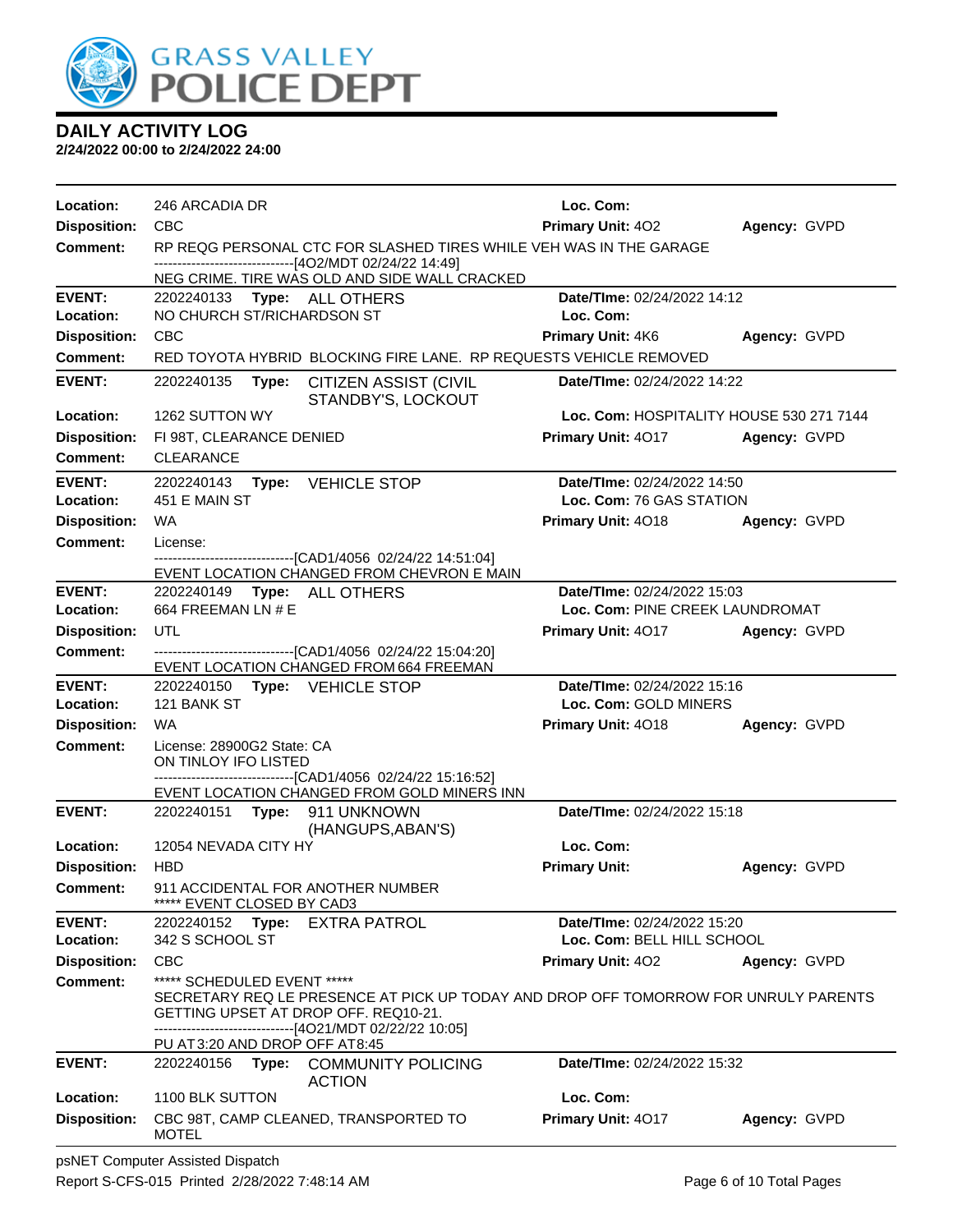# GRASS VALLEY POLICE DEPT

## DAILY ACTIVITY LOG

**2/24/2022 00:00 to 2/24/2022 24:00**

| | | | |
|---|---|---|---|
| **Location:** | 246 ARCADIA DR | **Loc. Com:** | |
| **Disposition:** | CBC | **Primary Unit:** 4O2 | **Agency:** GVPD |
| **Comment:** | RP REQG PERSONAL CTC FOR SLASHED TIRES WHILE VEH WAS IN THE GARAGE<br>------------------------------[4O2/MDT 02/24/22 14:49]<br>NEG CRIME. TIRE WAS OLD AND SIDE WALL CRACKED | | |

| | | | |
|---|---|---|---|
| **EVENT:** | 2202240133 **Type:** ALL OTHERS | **Date/TIme:** 02/24/2022 14:12 | |
| **Location:** | NO CHURCH ST/RICHARDSON ST | **Loc. Com:** | |
| **Disposition:** | CBC | **Primary Unit:** 4K6 | **Agency:** GVPD |
| **Comment:** | RED TOYOTA HYBRID BLOCKING FIRE LANE. RP REQUESTS VEHICLE REMOVED | | |

| | | | |
|---|---|---|---|
| **EVENT:** | 2202240135 **Type:** CITIZEN ASSIST (CIVIL STANDBY'S, LOCKOUT | **Date/TIme:** 02/24/2022 14:22 | |
| **Location:** | 1262 SUTTON WY | **Loc. Com:** HOSPITALITY HOUSE 530 271 7144 | |
| **Disposition:** | FI 98T, CLEARANCE DENIED | **Primary Unit:** 4O17 | **Agency:** GVPD |
| **Comment:** | CLEARANCE | | |

| | | | |
|---|---|---|---|
| **EVENT:** | 2202240143 **Type:** VEHICLE STOP | **Date/TIme:** 02/24/2022 14:50 | |
| **Location:** | 451 E MAIN ST | **Loc. Com:** 76 GAS STATION | |
| **Disposition:** | WA | **Primary Unit:** 4O18 | **Agency:** GVPD |
| **Comment:** | License:<br>------------------------------[CAD1/4056 02/24/22 14:51:04]<br>EVENT LOCATION CHANGED FROM CHEVRON E MAIN | | |

| | | | |
|---|---|---|---|
| **EVENT:** | 2202240149 **Type:** ALL OTHERS | **Date/TIme:** 02/24/2022 15:03 | |
| **Location:** | 664 FREEMAN LN # E | **Loc. Com:** PINE CREEK LAUNDROMAT | |
| **Disposition:** | UTL | **Primary Unit:** 4O17 | **Agency:** GVPD |
| **Comment:** | ------------------------------[CAD1/4056 02/24/22 15:04:20]<br>EVENT LOCATION CHANGED FROM 664 FREEMAN | | |

| | | | |
|---|---|---|---|
| **EVENT:** | 2202240150 **Type:** VEHICLE STOP | **Date/TIme:** 02/24/2022 15:16 | |
| **Location:** | 121 BANK ST | **Loc. Com:** GOLD MINERS | |
| **Disposition:** | WA | **Primary Unit:** 4O18 | **Agency:** GVPD |
| **Comment:** | License: 28900G2 State: CA<br>ON TINLOY IFO LISTED<br>------------------------------[CAD1/4056 02/24/22 15:16:52]<br>EVENT LOCATION CHANGED FROM GOLD MINERS INN | | |

| | | | |
|---|---|---|---|
| **EVENT:** | 2202240151 **Type:** 911 UNKNOWN (HANGUPS,ABAN'S) | **Date/TIme:** 02/24/2022 15:18 | |
| **Location:** | 12054 NEVADA CITY HY | **Loc. Com:** | |
| **Disposition:** | HBD | **Primary Unit:** | **Agency:** GVPD |
| **Comment:** | 911 ACCIDENTAL FOR ANOTHER NUMBER<br>***** EVENT CLOSED BY CAD3 | | |

| | | | |
|---|---|---|---|
| **EVENT:** | 2202240152 **Type:** EXTRA PATROL | **Date/TIme:** 02/24/2022 15:20 | |
| **Location:** | 342 S SCHOOL ST | **Loc. Com:** BELL HILL SCHOOL | |
| **Disposition:** | CBC | **Primary Unit:** 4O2 | **Agency:** GVPD |
| **Comment:** | ***** SCHEDULED EVENT *****<br>SECRETARY REQ LE PRESENCE AT PICK UP TODAY AND DROP OFF TOMORROW FOR UNRULY PARENTS GETTING UPSET AT DROP OFF. REQ10-21.<br>------------------------------[4O21/MDT 02/22/22 10:05]<br>PU AT 3:20 AND DROP OFF AT8:45 | | |

| | | | |
|---|---|---|---|
| **EVENT:** | 2202240156 **Type:** COMMUNITY POLICING ACTION | **Date/TIme:** 02/24/2022 15:32 | |
| **Location:** | 1100 BLK SUTTON | **Loc. Com:** | |
| **Disposition:** | CBC 98T, CAMP CLEANED, TRANSPORTED TO MOTEL | **Primary Unit:** 4O17 | **Agency:** GVPD |

psNET Computer Assisted Dispatch
Report S-CFS-015 Printed 2/28/2022 7:48:14 AM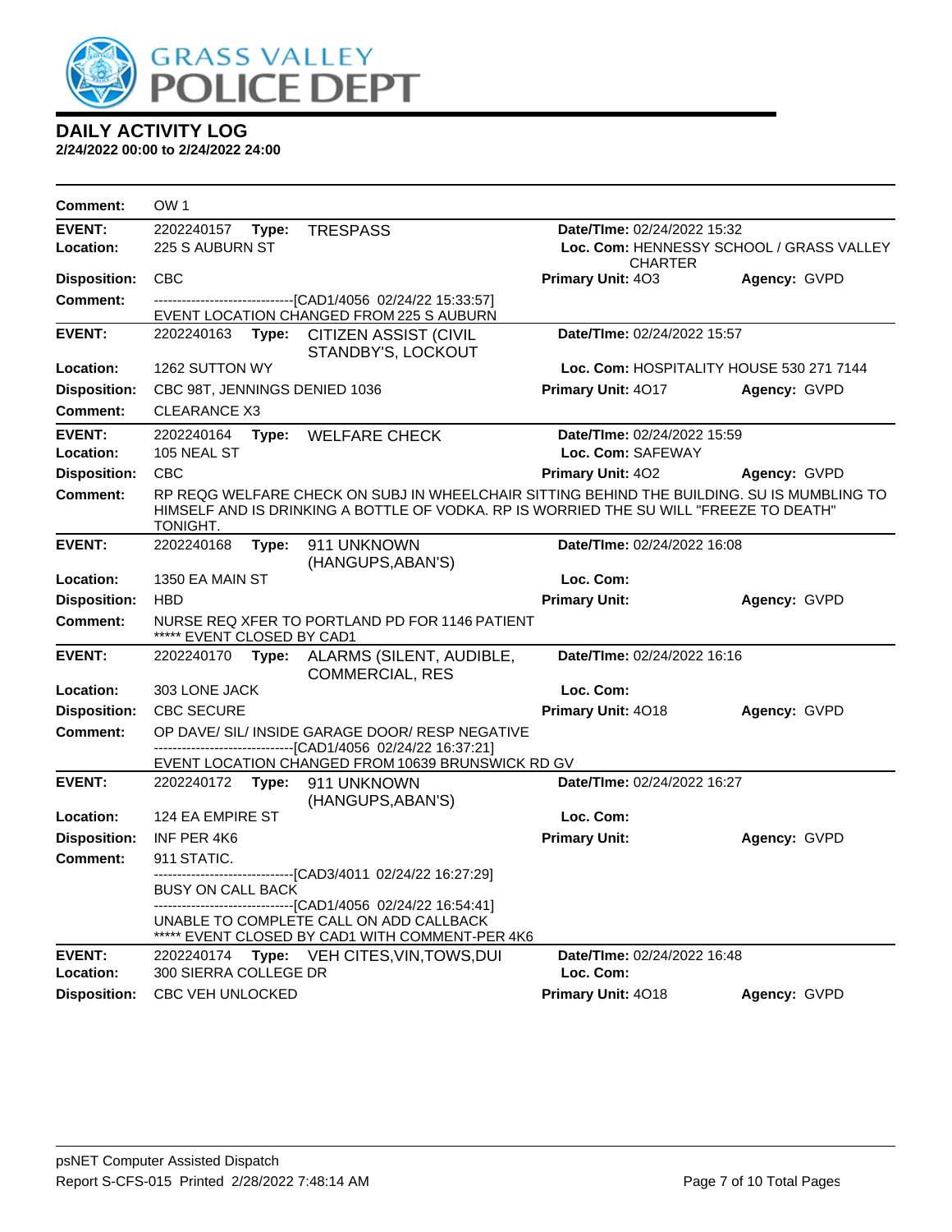# DAILY ACTIVITY LOG

**2/24/2022 00:00 to 2/24/2022 24:00**

**Comment:** OW 1

---

**EVENT:** 2202240157 **Type:** TRESPASS **Date/TIme:** 02/24/2022 15:32
**Location:** 225 S AUBURN ST **Loc. Com:** HENNESSY SCHOOL / GRASS VALLEY CHARTER
**Disposition:** CBC **Primary Unit:** 4O3 **Agency:** GVPD
**Comment:** ------------------------------[CAD1/4056 02/24/22 15:33:57]
EVENT LOCATION CHANGED FROM 225 S AUBURN

---

**EVENT:** 2202240163 **Type:** CITIZEN ASSIST (CIVIL STANDBY'S, LOCKOUT **Date/TIme:** 02/24/2022 15:57
**Location:** 1262 SUTTON WY **Loc. Com:** HOSPITALITY HOUSE 530 271 7144
**Disposition:** CBC 98T, JENNINGS DENIED 1036 **Primary Unit:** 4O17 **Agency:** GVPD
**Comment:** CLEARANCE X3

---

**EVENT:** 2202240164 **Type:** WELFARE CHECK **Date/TIme:** 02/24/2022 15:59
**Location:** 105 NEAL ST **Loc. Com:** SAFEWAY
**Disposition:** CBC **Primary Unit:** 4O2 **Agency:** GVPD
**Comment:** RP REQG WELFARE CHECK ON SUBJ IN WHEELCHAIR SITTING BEHIND THE BUILDING. SU IS MUMBLING TO HIMSELF AND IS DRINKING A BOTTLE OF VODKA. RP IS WORRIED THE SU WILL "FREEZE TO DEATH" TONIGHT.

---

**EVENT:** 2202240168 **Type:** 911 UNKNOWN (HANGUPS,ABAN'S) **Date/TIme:** 02/24/2022 16:08
**Location:** 1350 EA MAIN ST **Loc. Com:**
**Disposition:** HBD **Primary Unit:** **Agency:** GVPD
**Comment:** NURSE REQ XFER TO PORTLAND PD FOR 1146 PATIENT
***** EVENT CLOSED BY CAD1

---

**EVENT:** 2202240170 **Type:** ALARMS (SILENT, AUDIBLE, COMMERCIAL, RES **Date/TIme:** 02/24/2022 16:16
**Location:** 303 LONE JACK **Loc. Com:**
**Disposition:** CBC SECURE **Primary Unit:** 4O18 **Agency:** GVPD
**Comment:** OP DAVE/ SIL/ INSIDE GARAGE DOOR/ RESP NEGATIVE
------------------------------[CAD1/4056 02/24/22 16:37:21]
EVENT LOCATION CHANGED FROM 10639 BRUNSWICK RD GV

---

**EVENT:** 2202240172 **Type:** 911 UNKNOWN (HANGUPS,ABAN'S) **Date/TIme:** 02/24/2022 16:27
**Location:** 124 EA EMPIRE ST **Loc. Com:**
**Disposition:** INF PER 4K6 **Primary Unit:** **Agency:** GVPD
**Comment:** 911 STATIC.
------------------------------[CAD3/4011 02/24/22 16:27:29]
BUSY ON CALL BACK
------------------------------[CAD1/4056 02/24/22 16:54:41]
UNABLE TO COMPLETE CALL ON ADD CALLBACK
***** EVENT CLOSED BY CAD1 WITH COMMENT-PER 4K6

---

**EVENT:** 2202240174 **Type:** VEH CITES,VIN,TOWS,DUI **Date/TIme:** 02/24/2022 16:48
**Location:** 300 SIERRA COLLEGE DR **Loc. Com:**
**Disposition:** CBC VEH UNLOCKED **Primary Unit:** 4O18 **Agency:** GVPD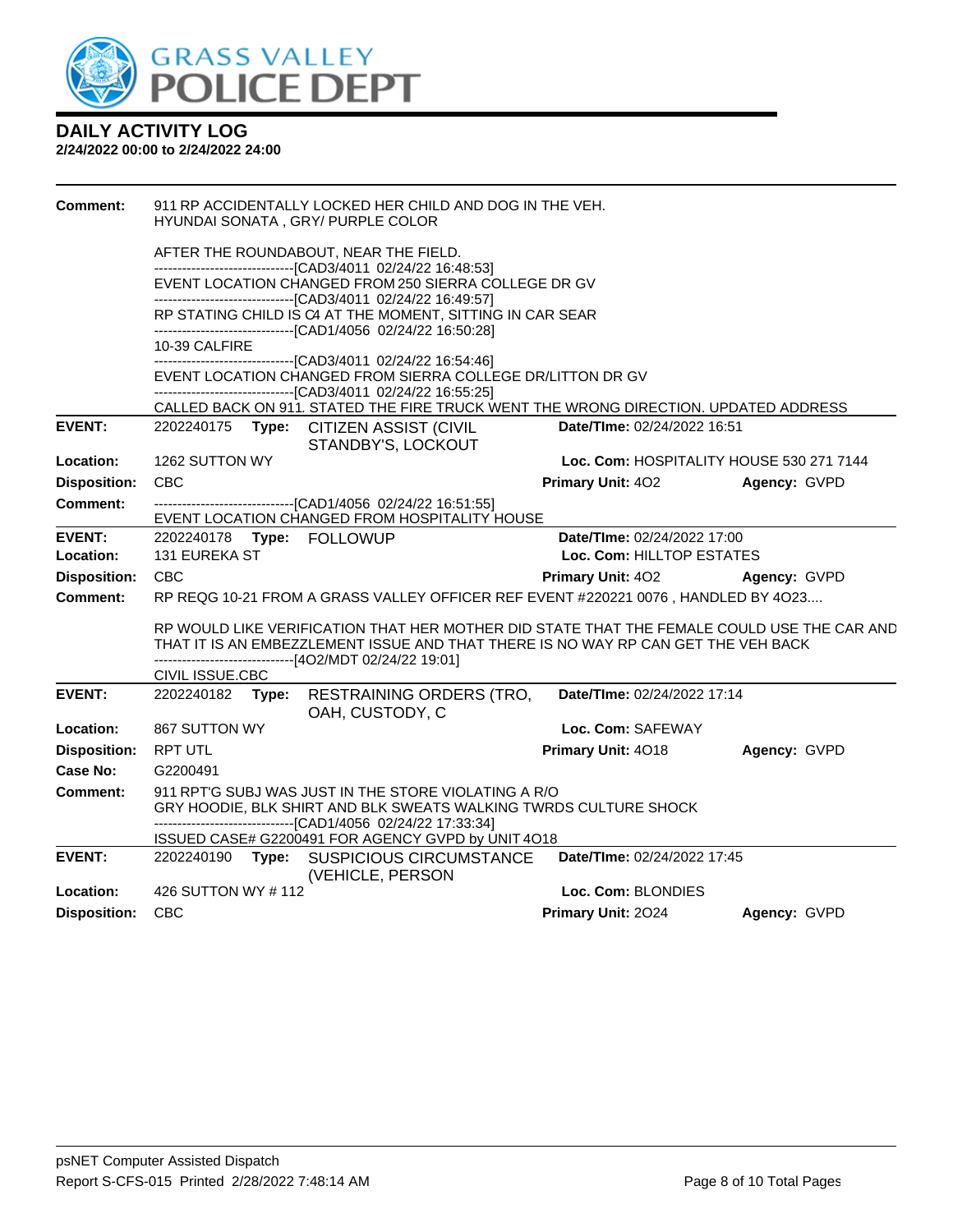**DAILY ACTIVITY LOG**
**2/24/2022 00:00 to 2/24/2022 24:00**

**Comment:** 911 RP ACCIDENTALLY LOCKED HER CHILD AND DOG IN THE VEH.
HYUNDAI SONATA , GRY/ PURPLE COLOR

AFTER THE ROUNDABOUT, NEAR THE FIELD.
------------------------------[CAD3/4011 02/24/22 16:48:53]
EVENT LOCATION CHANGED FROM 250 SIERRA COLLEGE DR GV
------------------------------[CAD3/4011 02/24/22 16:49:57]
RP STATING CHILD IS C4 AT THE MOMENT, SITTING IN CAR SEAR
------------------------------[CAD1/4056 02/24/22 16:50:28]
10-39 CALFIRE
------------------------------[CAD3/4011 02/24/22 16:54:46]
EVENT LOCATION CHANGED FROM SIERRA COLLEGE DR/LITTON DR GV
------------------------------[CAD3/4011 02/24/22 16:55:25]
CALLED BACK ON 911. STATED THE FIRE TRUCK WENT THE WRONG DIRECTION. UPDATED ADDRESS

---

**EVENT:** 2202240175 **Type:** CITIZEN ASSIST (CIVIL STANDBY'S, LOCKOUT **Date/TIme:** 02/24/2022 16:51
**Location:** 1262 SUTTON WY **Loc. Com:** HOSPITALITY HOUSE 530 271 7144
**Disposition:** CBC **Primary Unit:** 4O2 **Agency:** GVPD
**Comment:** ------------------------------[CAD1/4056 02/24/22 16:51:55]
EVENT LOCATION CHANGED FROM HOSPITALITY HOUSE

---

**EVENT:** 2202240178 **Type:** FOLLOWUP **Date/TIme:** 02/24/2022 17:00
**Location:** 131 EUREKA ST **Loc. Com:** HILLTOP ESTATES
**Disposition:** CBC **Primary Unit:** 4O2 **Agency:** GVPD
**Comment:** RP REQG 10-21 FROM A GRASS VALLEY OFFICER REF EVENT #220221 0076 , HANDLED BY 4O23....

RP WOULD LIKE VERIFICATION THAT HER MOTHER DID STATE THAT THE FEMALE COULD USE THE CAR AND THAT IT IS AN EMBEZZLEMENT ISSUE AND THAT THERE IS NO WAY RP CAN GET THE VEH BACK
------------------------------[4O2/MDT 02/24/22 19:01]
CIVIL ISSUE.CBC

---

**EVENT:** 2202240182 **Type:** RESTRAINING ORDERS (TRO, OAH, CUSTODY, C **Date/TIme:** 02/24/2022 17:14
**Location:** 867 SUTTON WY **Loc. Com:** SAFEWAY
**Disposition:** RPT UTL **Primary Unit:** 4O18 **Agency:** GVPD
**Case No:** G2200491
**Comment:** 911 RPT'G SUBJ WAS JUST IN THE STORE VIOLATING A R/O
GRY HOODIE, BLK SHIRT AND BLK SWEATS WALKING TWRDS CULTURE SHOCK
------------------------------[CAD1/4056 02/24/22 17:33:34]
ISSUED CASE# G2200491 FOR AGENCY GVPD by UNIT 4O18

---

**EVENT:** 2202240190 **Type:** SUSPICIOUS CIRCUMSTANCE (VEHICLE, PERSON **Date/TIme:** 02/24/2022 17:45
**Location:** 426 SUTTON WY # 112 **Loc. Com:** BLONDIES
**Disposition:** CBC **Primary Unit:** 2O24 **Agency:** GVPD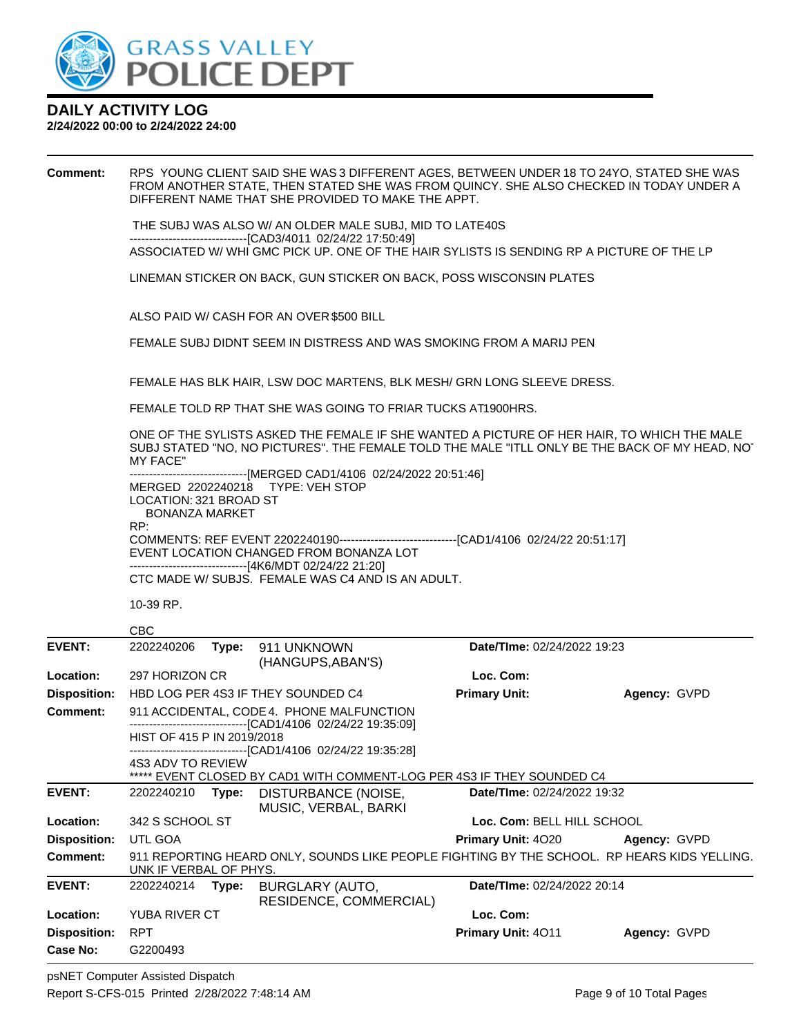**Comment:** RPS YOUNG CLIENT SAID SHE WAS 3 DIFFERENT AGES, BETWEEN UNDER 18 TO 24YO, STATED SHE WAS FROM ANOTHER STATE, THEN STATED SHE WAS FROM QUINCY. SHE ALSO CHECKED IN TODAY UNDER A DIFFERENT NAME THAT SHE PROVIDED TO MAKE THE APPT.

THE SUBJ WAS ALSO W/ AN OLDER MALE SUBJ, MID TO LATE40S
------------------------------[CAD3/4011 02/24/22 17:50:49]
ASSOCIATED W/ WHI GMC PICK UP. ONE OF THE HAIR SYLISTS IS SENDING RP A PICTURE OF THE LP

LINEMAN STICKER ON BACK, GUN STICKER ON BACK, POSS WISCONSIN PLATES

ALSO PAID W/ CASH FOR AN OVER $500 BILL

FEMALE SUBJ DIDNT SEEM IN DISTRESS AND WAS SMOKING FROM A MARIJ PEN

FEMALE HAS BLK HAIR, LSW DOC MARTENS, BLK MESH/ GRN LONG SLEEVE DRESS.

FEMALE TOLD RP THAT SHE WAS GOING TO FRIAR TUCKS AT1900HRS.

ONE OF THE SYLISTS ASKED THE FEMALE IF SHE WANTED A PICTURE OF HER HAIR, TO WHICH THE MALE SUBJ STATED "NO, NO PICTURES". THE FEMALE TOLD THE MALE "ITLL ONLY BE THE BACK OF MY HEAD, NOT MY FACE"
------------------------------[MERGED CAD1/4106 02/24/2022 20:51:46]
MERGED 2202240218 TYPE: VEH STOP
LOCATION: 321 BROAD ST
BONANZA MARKET
RP:
COMMENTS: REF EVENT 2202240190------------------------------[CAD1/4106 02/24/22 20:51:17]
EVENT LOCATION CHANGED FROM BONANZA LOT
------------------------------[4K6/MDT 02/24/22 21:20]
CTC MADE W/ SUBJS. FEMALE WAS C4 AND IS AN ADULT.

10-39 RP.

CBC

| | | | |
|---|---|---|---|
| **EVENT:** | 2202240206 **Type:** 911 UNKNOWN (HANGUPS,ABAN'S) | **Date/TIme:** 02/24/2022 19:23 | |
| **Location:** | 297 HORIZON CR | **Loc. Com:** | |
| **Disposition:** | HBD LOG PER 4S3 IF THEY SOUNDED C4 | **Primary Unit:** | **Agency:** GVPD |

**Comment:** 911 ACCIDENTAL, CODE 4. PHONE MALFUNCTION
------------------------------[CAD1/4106 02/24/22 19:35:09]
HIST OF 415 P IN 2019/2018
------------------------------[CAD1/4106 02/24/22 19:35:28]
4S3 ADV TO REVIEW
***** EVENT CLOSED BY CAD1 WITH COMMENT-LOG PER 4S3 IF THEY SOUNDED C4

| | | | |
|---|---|---|---|
| **EVENT:** | 2202240210 **Type:** DISTURBANCE (NOISE, MUSIC, VERBAL, BARKI | **Date/TIme:** 02/24/2022 19:32 | |
| **Location:** | 342 S SCHOOL ST | **Loc. Com:** BELL HILL SCHOOL | |
| **Disposition:** | UTL GOA | **Primary Unit:** 4O20 | **Agency:** GVPD |

**Comment:** 911 REPORTING HEARD ONLY, SOUNDS LIKE PEOPLE FIGHTING BY THE SCHOOL. RP HEARS KIDS YELLING. UNK IF VERBAL OF PHYS.

| | | | |
|---|---|---|---|
| **EVENT:** | 2202240214 **Type:** BURGLARY (AUTO, RESIDENCE, COMMERCIAL) | **Date/TIme:** 02/24/2022 20:14 | |
| **Location:** | YUBA RIVER CT | **Loc. Com:** | |
| **Disposition:** | RPT | **Primary Unit:** 4O11 | **Agency:** GVPD |
| **Case No:** | G2200493 | | |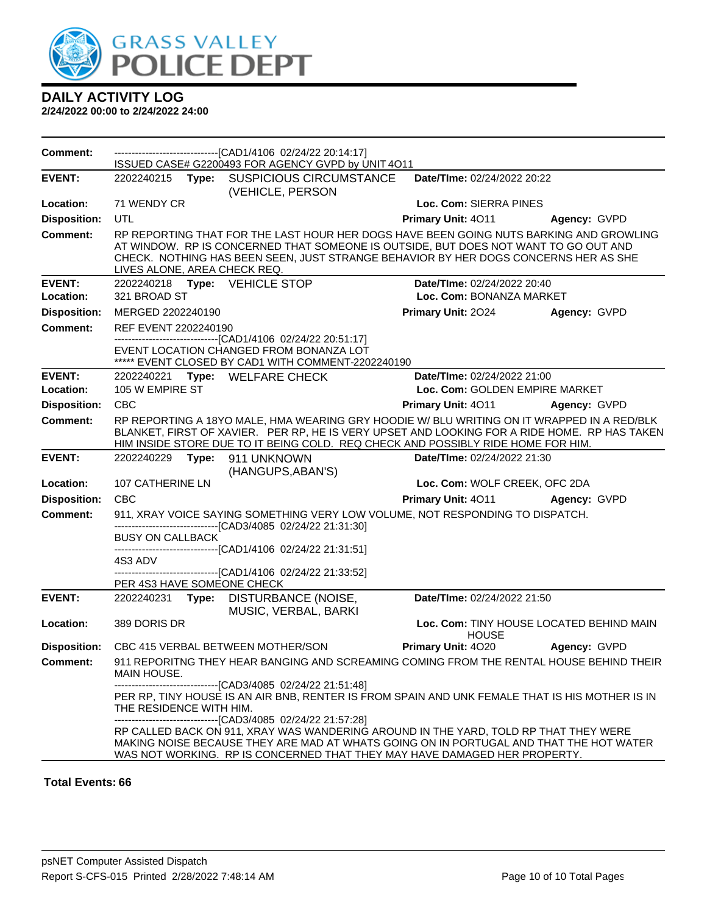# GRASS VALLEY POLICE DEPT

## DAILY ACTIVITY LOG

**2/24/2022 00:00 to 2/24/2022 24:00**

**Comment:** ------------------------------[CAD1/4106 02/24/22 20:14:17]
ISSUED CASE# G2200493 FOR AGENCY GVPD by UNIT 4O11

---

**EVENT:** 2202240215 **Type:** SUSPICIOUS CIRCUMSTANCE (VEHICLE, PERSON **Date/TIme:** 02/24/2022 20:22
**Location:** 71 WENDY CR **Loc. Com:** SIERRA PINES
**Disposition:** UTL **Primary Unit:** 4O11 **Agency:** GVPD
**Comment:** RP REPORTING THAT FOR THE LAST HOUR HER DOGS HAVE BEEN GOING NUTS BARKING AND GROWLING AT WINDOW. RP IS CONCERNED THAT SOMEONE IS OUTSIDE, BUT DOES NOT WANT TO GO OUT AND CHECK. NOTHING HAS BEEN SEEN, JUST STRANGE BEHAVIOR BY HER DOGS CONCERNS HER AS SHE LIVES ALONE, AREA CHECK REQ.

---

**EVENT:** 2202240218 **Type:** VEHICLE STOP **Date/TIme:** 02/24/2022 20:40
**Location:** 321 BROAD ST **Loc. Com:** BONANZA MARKET
**Disposition:** MERGED 2202240190 **Primary Unit:** 2O24 **Agency:** GVPD
**Comment:** REF EVENT 2202240190
------------------------------[CAD1/4106 02/24/22 20:51:17]
EVENT LOCATION CHANGED FROM BONANZA LOT
***** EVENT CLOSED BY CAD1 WITH COMMENT-2202240190

---

**EVENT:** 2202240221 **Type:** WELFARE CHECK **Date/TIme:** 02/24/2022 21:00
**Location:** 105 W EMPIRE ST **Loc. Com:** GOLDEN EMPIRE MARKET
**Disposition:** CBC **Primary Unit:** 4O11 **Agency:** GVPD
**Comment:** RP REPORTING A 18YO MALE, HMA WEARING GRY HOODIE W/ BLU WRITING ON IT WRAPPED IN A RED/BLK BLANKET, FIRST OF XAVIER. PER RP, HE IS VERY UPSET AND LOOKING FOR A RIDE HOME. RP HAS TAKEN HIM INSIDE STORE DUE TO IT BEING COLD. REQ CHECK AND POSSIBLY RIDE HOME FOR HIM.

---

**EVENT:** 2202240229 **Type:** 911 UNKNOWN (HANGUPS,ABAN'S) **Date/TIme:** 02/24/2022 21:30
**Location:** 107 CATHERINE LN **Loc. Com:** WOLF CREEK, OFC 2DA
**Disposition:** CBC **Primary Unit:** 4O11 **Agency:** GVPD
**Comment:** 911, XRAY VOICE SAYING SOMETHING VERY LOW VOLUME, NOT RESPONDING TO DISPATCH.
------------------------------[CAD3/4085 02/24/22 21:31:30]
BUSY ON CALLBACK
------------------------------[CAD1/4106 02/24/22 21:31:51]
4S3 ADV
------------------------------[CAD1/4106 02/24/22 21:33:52]
PER 4S3 HAVE SOMEONE CHECK

---

**EVENT:** 2202240231 **Type:** DISTURBANCE (NOISE, MUSIC, VERBAL, BARKI **Date/TIme:** 02/24/2022 21:50
**Location:** 389 DORIS DR **Loc. Com:** TINY HOUSE LOCATED BEHIND MAIN HOUSE
**Disposition:** CBC 415 VERBAL BETWEEN MOTHER/SON **Primary Unit:** 4O20 **Agency:** GVPD
**Comment:** 911 REPORITNG THEY HEAR BANGING AND SCREAMING COMING FROM THE RENTAL HOUSE BEHIND THEIR MAIN HOUSE.
------------------------------[CAD3/4085 02/24/22 21:51:48]
PER RP, TINY HOUSE IS AN AIR BNB, RENTER IS FROM SPAIN AND UNK FEMALE THAT IS HIS MOTHER IS IN THE RESIDENCE WITH HIM.
------------------------------[CAD3/4085 02/24/22 21:57:28]
RP CALLED BACK ON 911, XRAY WAS WANDERING AROUND IN THE YARD, TOLD RP THAT THEY WERE MAKING NOISE BECAUSE THEY ARE MAD AT WHATS GOING ON IN PORTUGAL AND THAT THE HOT WATER WAS NOT WORKING. RP IS CONCERNED THAT THEY MAY HAVE DAMAGED HER PROPERTY.

---

**Total Events: 66**